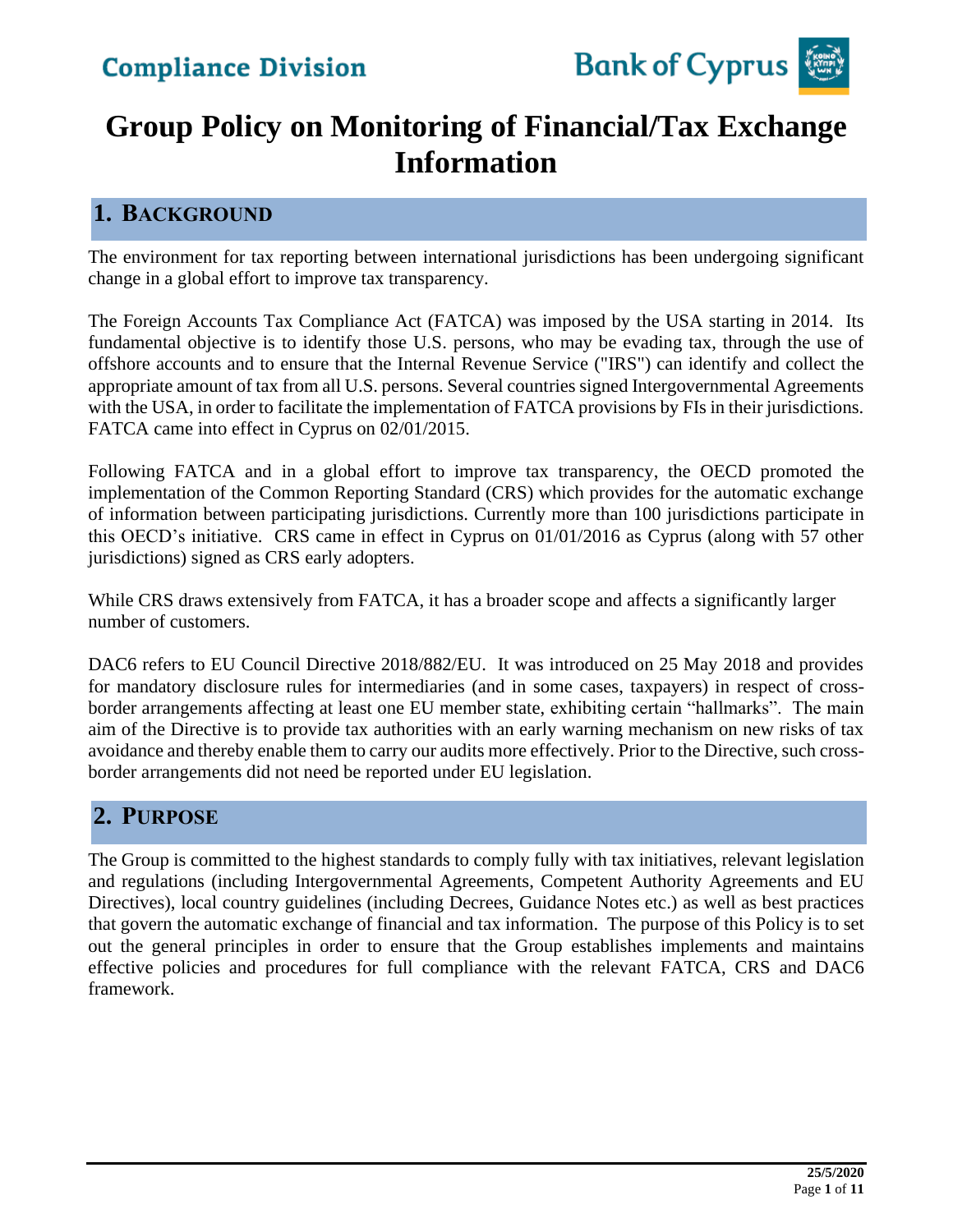# Group Policy on Monitoring of Financial/Tax Exchange Information

## 1. Background

The environment for tax reporting between international jurisdictions has been undergoing significant change in a global effort to improve tax transparency.

The Foreign Accounts Tax Compliance Act (FATCA) was imposed by the USA starting in 2014. Its fundamental objective is to identify those U.S. persons, who may be evading tax, through the use of offshore accounts and to ensure that the Internal Revenue Service ("IRS") can identify and collect the appropriate amount of tax from all U.S. persons. Several countries signed Intergovernmental Agreements with the USA, in order to facilitate the implementation of FATCA provisions by FIs in their jurisdictions. FATCA came into effect in Cyprus on 02/01/2015.

Following FATCA and in a global effort to improve tax transparency, the OECD promoted the implementation of the Common Reporting Standard (CRS) which provides for the automatic exchange of information between participating jurisdictions. Currently more than 100 jurisdictions participate in this OECD's initiative. CRS came in effect in Cyprus on 01/01/2016 as Cyprus (along with 57 other jurisdictions) signed as CRS early adopters.

While CRS draws extensively from FATCA, it has a broader scope and affects a significantly larger number of customers.

DAC6 refers to EU Council Directive 2018/882/EU. It was introduced on 25 May 2018 and provides for mandatory disclosure rules for intermediaries (and in some cases, taxpayers) in respect of cross-border arrangements affecting at least one EU member state, exhibiting certain "hallmarks". The main aim of the Directive is to provide tax authorities with an early warning mechanism on new risks of tax avoidance and thereby enable them to carry our audits more effectively. Prior to the Directive, such cross-border arrangements did not need be reported under EU legislation.

## 2. Purpose

The Group is committed to the highest standards to comply fully with tax initiatives, relevant legislation and regulations (including Intergovernmental Agreements, Competent Authority Agreements and EU Directives), local country guidelines (including Decrees, Guidance Notes etc.) as well as best practices that govern the automatic exchange of financial and tax information. The purpose of this Policy is to set out the general principles in order to ensure that the Group establishes implements and maintains effective policies and procedures for full compliance with the relevant FATCA, CRS and DAC6 framework.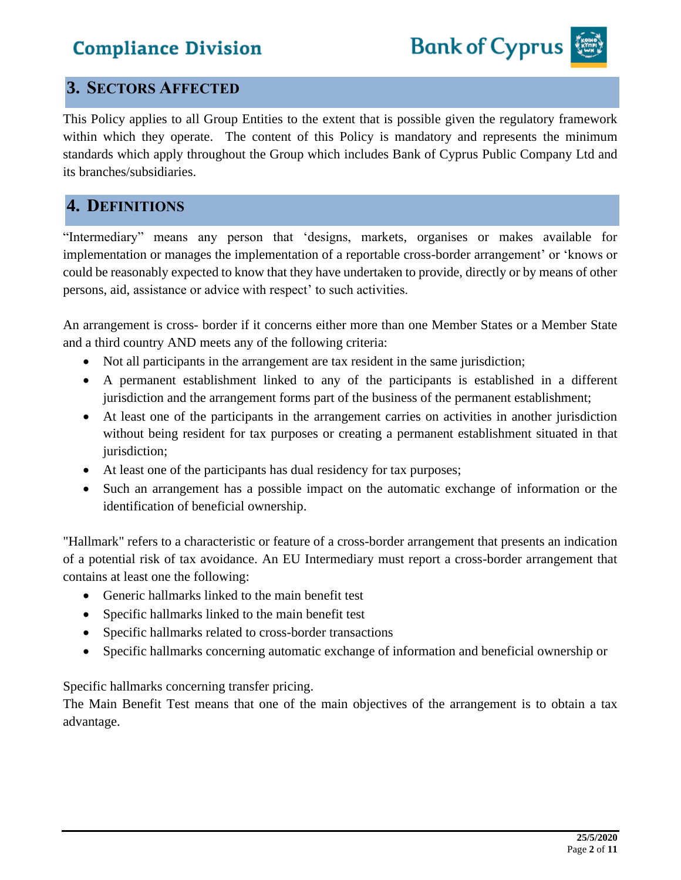## 3. SECTORS AFFECTED

This Policy applies to all Group Entities to the extent that is possible given the regulatory framework within which they operate. The content of this Policy is mandatory and represents the minimum standards which apply throughout the Group which includes Bank of Cyprus Public Company Ltd and its branches/subsidiaries.

## 4. DEFINITIONS

"Intermediary" means any person that 'designs, markets, organises or makes available for implementation or manages the implementation of a reportable cross-border arrangement' or 'knows or could be reasonably expected to know that they have undertaken to provide, directly or by means of other persons, aid, assistance or advice with respect' to such activities.

An arrangement is cross- border if it concerns either more than one Member States or a Member State and a third country AND meets any of the following criteria:

- Not all participants in the arrangement are tax resident in the same jurisdiction;
- A permanent establishment linked to any of the participants is established in a different jurisdiction and the arrangement forms part of the business of the permanent establishment;
- At least one of the participants in the arrangement carries on activities in another jurisdiction without being resident for tax purposes or creating a permanent establishment situated in that jurisdiction;
- At least one of the participants has dual residency for tax purposes;
- Such an arrangement has a possible impact on the automatic exchange of information or the identification of beneficial ownership.

"Hallmark" refers to a characteristic or feature of a cross-border arrangement that presents an indication of a potential risk of tax avoidance. An EU Intermediary must report a cross-border arrangement that contains at least one the following:

- Generic hallmarks linked to the main benefit test
- Specific hallmarks linked to the main benefit test
- Specific hallmarks related to cross-border transactions
- Specific hallmarks concerning automatic exchange of information and beneficial ownership or

Specific hallmarks concerning transfer pricing.

The Main Benefit Test means that one of the main objectives of the arrangement is to obtain a tax advantage.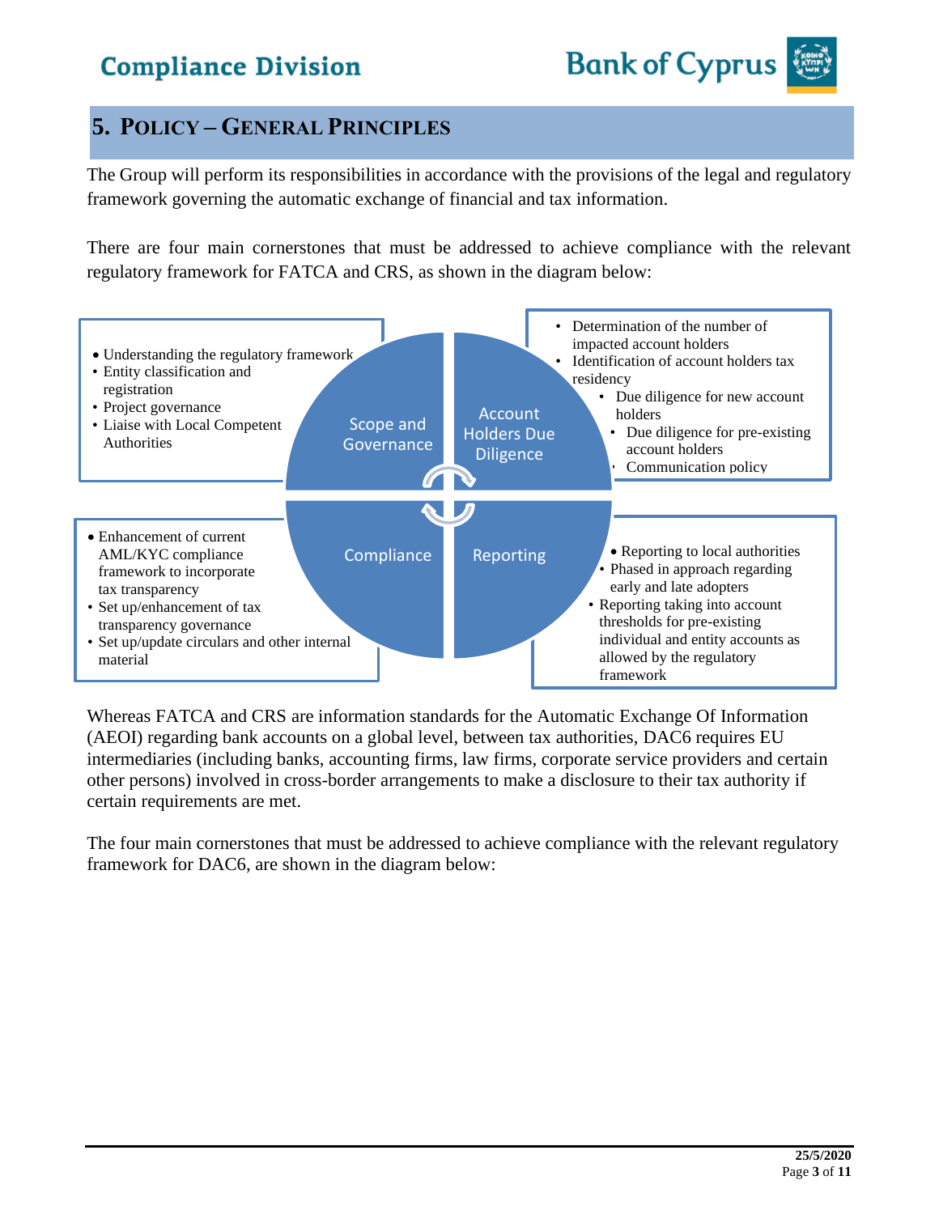## 5. POLICY – GENERAL PRINCIPLES

The Group will perform its responsibilities in accordance with the provisions of the legal and regulatory framework governing the automatic exchange of financial and tax information.

There are four main cornerstones that must be addressed to achieve compliance with the relevant regulatory framework for FATCA and CRS, as shown in the diagram below:

**Scope and Governance**

- Understanding the regulatory framework
- Entity classification and registration
- Project governance
- Liaise with Local Competent Authorities

**Account Holders Due Diligence**

- Determination of the number of impacted account holders
- Identification of account holders tax residency
  - Due diligence for new account holders
  - Due diligence for pre-existing account holders
  - Communication policy

**Compliance**

- Enhancement of current AML/KYC compliance framework to incorporate tax transparency
- Set up/enhancement of tax transparency governance
- Set up/update circulars and other internal material

**Reporting**

- Reporting to local authorities
- Phased in approach regarding early and late adopters
- Reporting taking into account thresholds for pre-existing individual and entity accounts as allowed by the regulatory framework

Whereas FATCA and CRS are information standards for the Automatic Exchange Of Information (AEOI) regarding bank accounts on a global level, between tax authorities, DAC6 requires EU intermediaries (including banks, accounting firms, law firms, corporate service providers and certain other persons) involved in cross-border arrangements to make a disclosure to their tax authority if certain requirements are met.

The four main cornerstones that must be addressed to achieve compliance with the relevant regulatory framework for DAC6, are shown in the diagram below: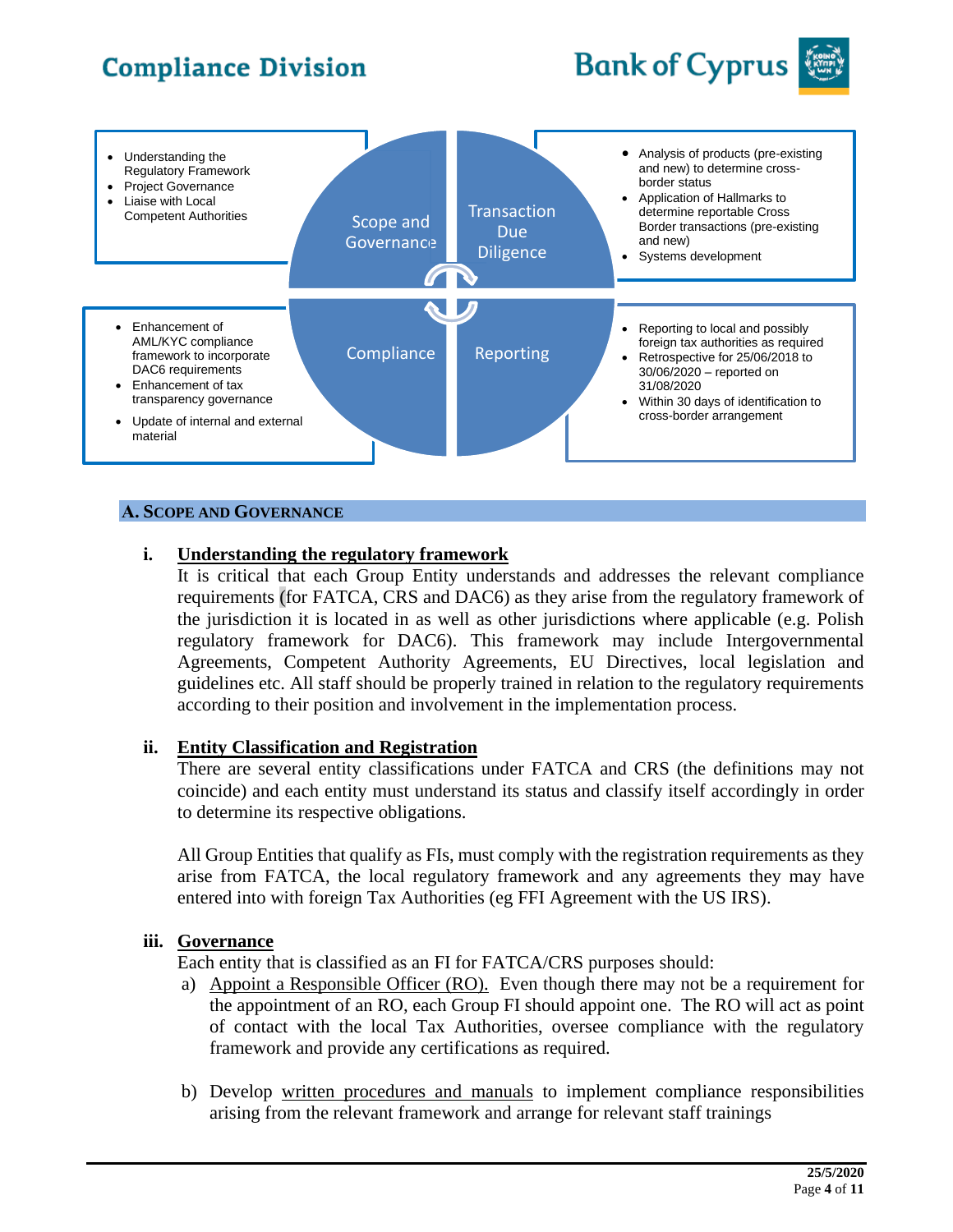- Understanding the Regulatory Framework
- Project Governance
- Liaise with Local Competent Authorities

**Scope and Governance**

**Transaction Due Diligence**

- Analysis of products (pre-existing and new) to determine cross-border status
- Application of Hallmarks to determine reportable Cross Border transactions (pre-existing and new)
- Systems development

**Compliance**

- Enhancement of AML/KYC compliance framework to incorporate DAC6 requirements
- Enhancement of tax transparency governance
- Update of internal and external material

**Reporting**

- Reporting to local and possibly foreign tax authorities as required
- Retrospective for 25/06/2018 to 30/06/2020 – reported on 31/08/2020
- Within 30 days of identification to cross-border arrangement

## A. Scope and Governance

### i. Understanding the regulatory framework

It is critical that each Group Entity understands and addresses the relevant compliance requirements (for FATCA, CRS and DAC6) as they arise from the regulatory framework of the jurisdiction it is located in as well as other jurisdictions where applicable (e.g. Polish regulatory framework for DAC6). This framework may include Intergovernmental Agreements, Competent Authority Agreements, EU Directives, local legislation and guidelines etc. All staff should be properly trained in relation to the regulatory requirements according to their position and involvement in the implementation process.

### ii. Entity Classification and Registration

There are several entity classifications under FATCA and CRS (the definitions may not coincide) and each entity must understand its status and classify itself accordingly in order to determine its respective obligations.

All Group Entities that qualify as FIs, must comply with the registration requirements as they arise from FATCA, the local regulatory framework and any agreements they may have entered into with foreign Tax Authorities (eg FFI Agreement with the US IRS).

### iii. Governance

Each entity that is classified as an FI for FATCA/CRS purposes should:

a) Appoint a Responsible Officer (RO). Even though there may not be a requirement for the appointment of an RO, each Group FI should appoint one. The RO will act as point of contact with the local Tax Authorities, oversee compliance with the regulatory framework and provide any certifications as required.

b) Develop written procedures and manuals to implement compliance responsibilities arising from the relevant framework and arrange for relevant staff trainings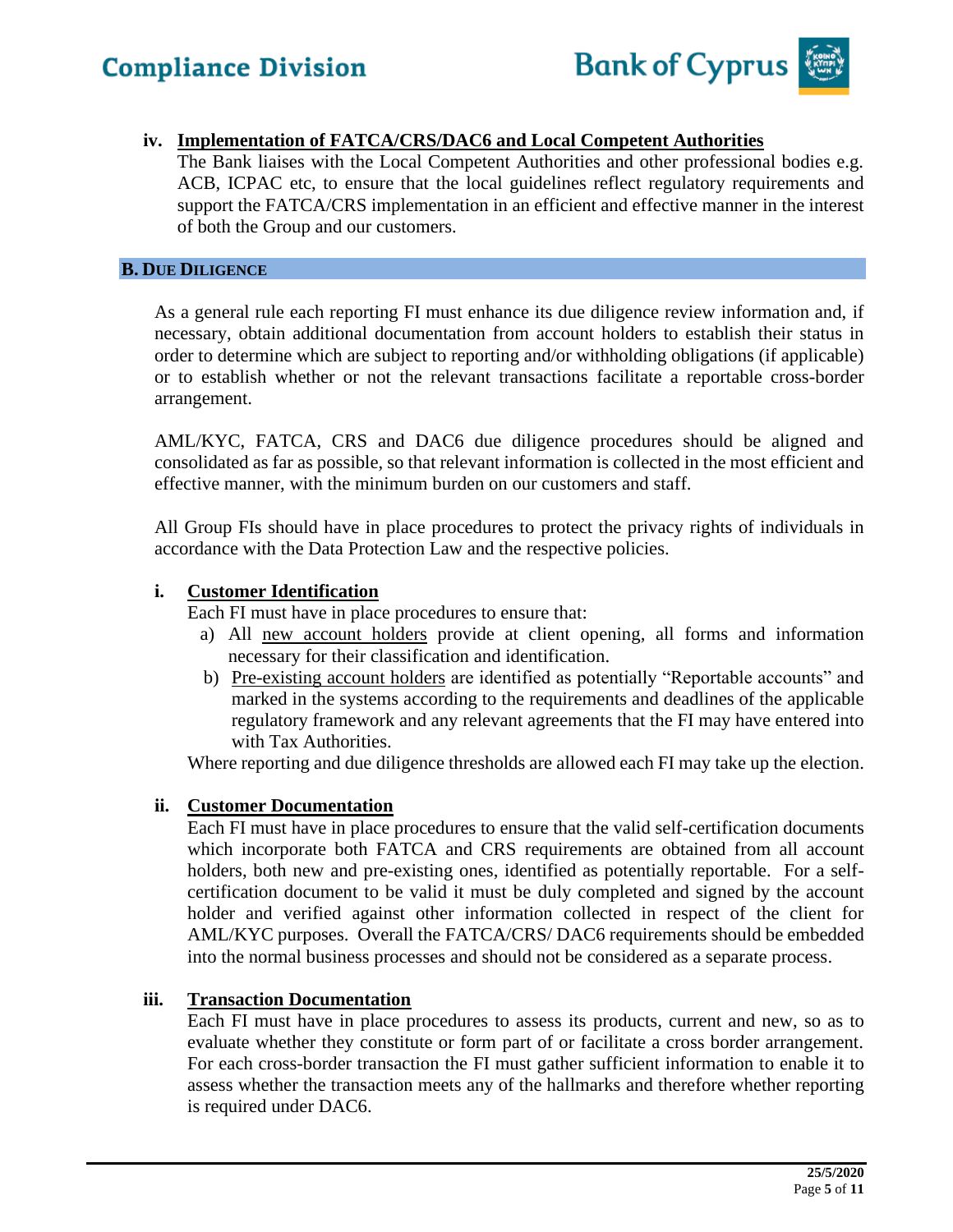#### iv. Implementation of FATCA/CRS/DAC6 and Local Competent Authorities

The Bank liaises with the Local Competent Authorities and other professional bodies e.g. ACB, ICPAC etc, to ensure that the local guidelines reflect regulatory requirements and support the FATCA/CRS implementation in an efficient and effective manner in the interest of both the Group and our customers.

## B. DUE DILIGENCE

As a general rule each reporting FI must enhance its due diligence review information and, if necessary, obtain additional documentation from account holders to establish their status in order to determine which are subject to reporting and/or withholding obligations (if applicable) or to establish whether or not the relevant transactions facilitate a reportable cross-border arrangement.

AML/KYC, FATCA, CRS and DAC6 due diligence procedures should be aligned and consolidated as far as possible, so that relevant information is collected in the most efficient and effective manner, with the minimum burden on our customers and staff.

All Group FIs should have in place procedures to protect the privacy rights of individuals in accordance with the Data Protection Law and the respective policies.

#### i. Customer Identification

Each FI must have in place procedures to ensure that:

a) All new account holders provide at client opening, all forms and information necessary for their classification and identification.

b) Pre-existing account holders are identified as potentially "Reportable accounts" and marked in the systems according to the requirements and deadlines of the applicable regulatory framework and any relevant agreements that the FI may have entered into with Tax Authorities.

Where reporting and due diligence thresholds are allowed each FI may take up the election.

#### ii. Customer Documentation

Each FI must have in place procedures to ensure that the valid self-certification documents which incorporate both FATCA and CRS requirements are obtained from all account holders, both new and pre-existing ones, identified as potentially reportable. For a self-certification document to be valid it must be duly completed and signed by the account holder and verified against other information collected in respect of the client for AML/KYC purposes. Overall the FATCA/CRS/ DAC6 requirements should be embedded into the normal business processes and should not be considered as a separate process.

#### iii. Transaction Documentation

Each FI must have in place procedures to assess its products, current and new, so as to evaluate whether they constitute or form part of or facilitate a cross border arrangement. For each cross-border transaction the FI must gather sufficient information to enable it to assess whether the transaction meets any of the hallmarks and therefore whether reporting is required under DAC6.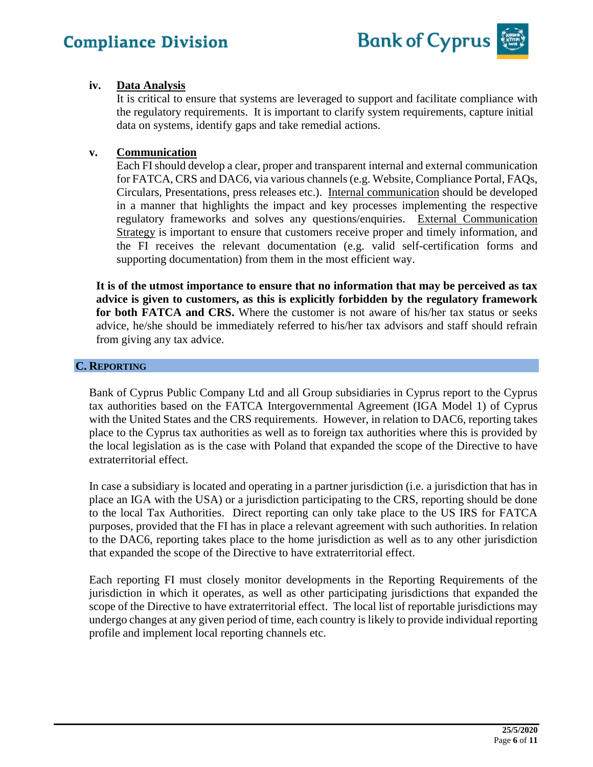**iv. Data Analysis**

It is critical to ensure that systems are leveraged to support and facilitate compliance with the regulatory requirements. It is important to clarify system requirements, capture initial data on systems, identify gaps and take remedial actions.

**v. Communication**

Each FI should develop a clear, proper and transparent internal and external communication for FATCA, CRS and DAC6, via various channels (e.g. Website, Compliance Portal, FAQs, Circulars, Presentations, press releases etc.). Internal communication should be developed in a manner that highlights the impact and key processes implementing the respective regulatory frameworks and solves any questions/enquiries. External Communication Strategy is important to ensure that customers receive proper and timely information, and the FI receives the relevant documentation (e.g. valid self-certification forms and supporting documentation) from them in the most efficient way.

**It is of the utmost importance to ensure that no information that may be perceived as tax advice is given to customers, as this is explicitly forbidden by the regulatory framework for both FATCA and CRS.** Where the customer is not aware of his/her tax status or seeks advice, he/she should be immediately referred to his/her tax advisors and staff should refrain from giving any tax advice.

## C. REPORTING

Bank of Cyprus Public Company Ltd and all Group subsidiaries in Cyprus report to the Cyprus tax authorities based on the FATCA Intergovernmental Agreement (IGA Model 1) of Cyprus with the United States and the CRS requirements. However, in relation to DAC6, reporting takes place to the Cyprus tax authorities as well as to foreign tax authorities where this is provided by the local legislation as is the case with Poland that expanded the scope of the Directive to have extraterritorial effect.

In case a subsidiary is located and operating in a partner jurisdiction (i.e. a jurisdiction that has in place an IGA with the USA) or a jurisdiction participating to the CRS, reporting should be done to the local Tax Authorities. Direct reporting can only take place to the US IRS for FATCA purposes, provided that the FI has in place a relevant agreement with such authorities. In relation to the DAC6, reporting takes place to the home jurisdiction as well as to any other jurisdiction that expanded the scope of the Directive to have extraterritorial effect.

Each reporting FI must closely monitor developments in the Reporting Requirements of the jurisdiction in which it operates, as well as other participating jurisdictions that expanded the scope of the Directive to have extraterritorial effect. The local list of reportable jurisdictions may undergo changes at any given period of time, each country is likely to provide individual reporting profile and implement local reporting channels etc.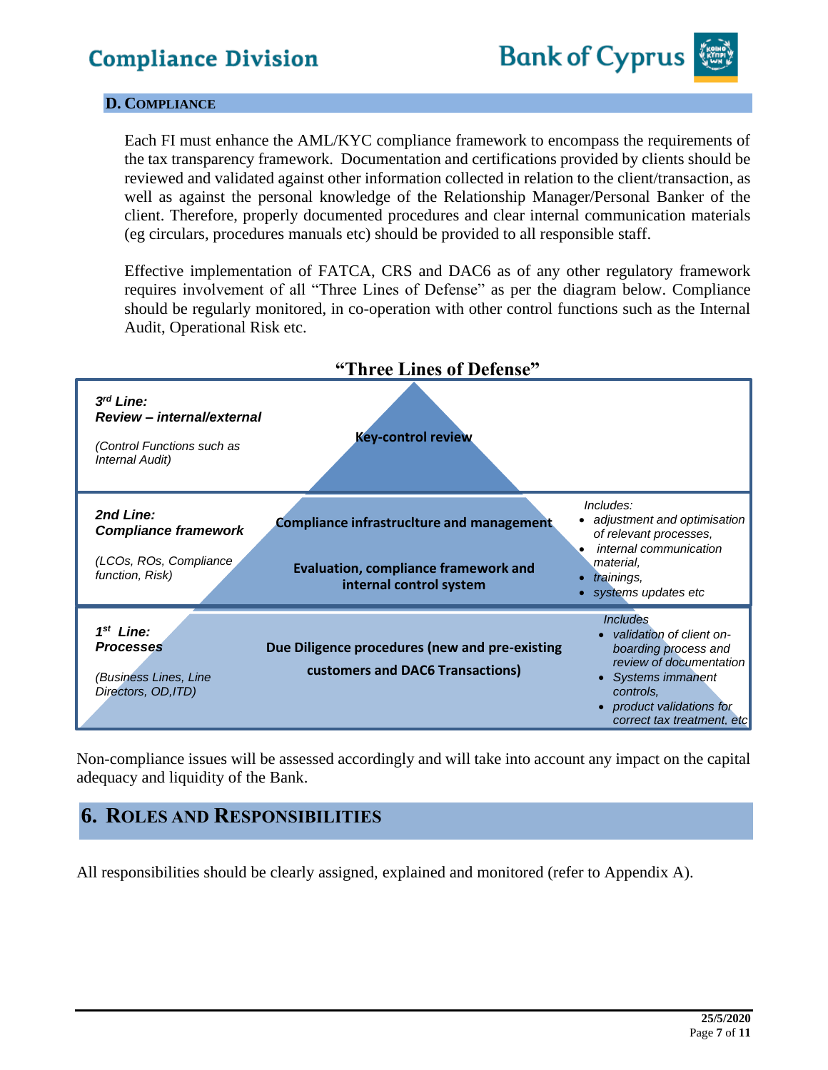### D. Compliance

Each FI must enhance the AML/KYC compliance framework to encompass the requirements of the tax transparency framework. Documentation and certifications provided by clients should be reviewed and validated against other information collected in relation to the client/transaction, as well as against the personal knowledge of the Relationship Manager/Personal Banker of the client. Therefore, properly documented procedures and clear internal communication materials (eg circulars, procedures manuals etc) should be provided to all responsible staff.

Effective implementation of FATCA, CRS and DAC6 as of any other regulatory framework requires involvement of all "Three Lines of Defense" as per the diagram below. Compliance should be regularly monitored, in co-operation with other control functions such as the Internal Audit, Operational Risk etc.

**"Three Lines of Defense"**

| Line | Focus | Includes |
|---|---|---|
| ***3rd Line: Review – internal/external*** <br> *(Control Functions such as Internal Audit)* | **Key-control review** | |
| ***2nd Line: Compliance framework*** <br> *(LCOs, ROs, Compliance function, Risk)* | **Compliance infrastruclture and management** <br> **Evaluation, compliance framework and internal control system** | *Includes:* <br> • *adjustment and optimisation of relevant processes,* <br> • *internal communication material,* <br> • *trainings,* <br> • *systems updates etc* |
| ***1st Line: Processes*** <br> *(Business Lines, Line Directors, OD,ITD)* | **Due Diligence procedures (new and pre-existing customers and DAC6 Transactions)** | *Includes* <br> • *validation of client on-boarding process and review of documentation* <br> • *Systems immanent controls,* <br> • *product validations for correct tax treatment, etc* |

Non-compliance issues will be assessed accordingly and will take into account any impact on the capital adequacy and liquidity of the Bank.

## 6. Roles and Responsibilities

All responsibilities should be clearly assigned, explained and monitored (refer to Appendix A).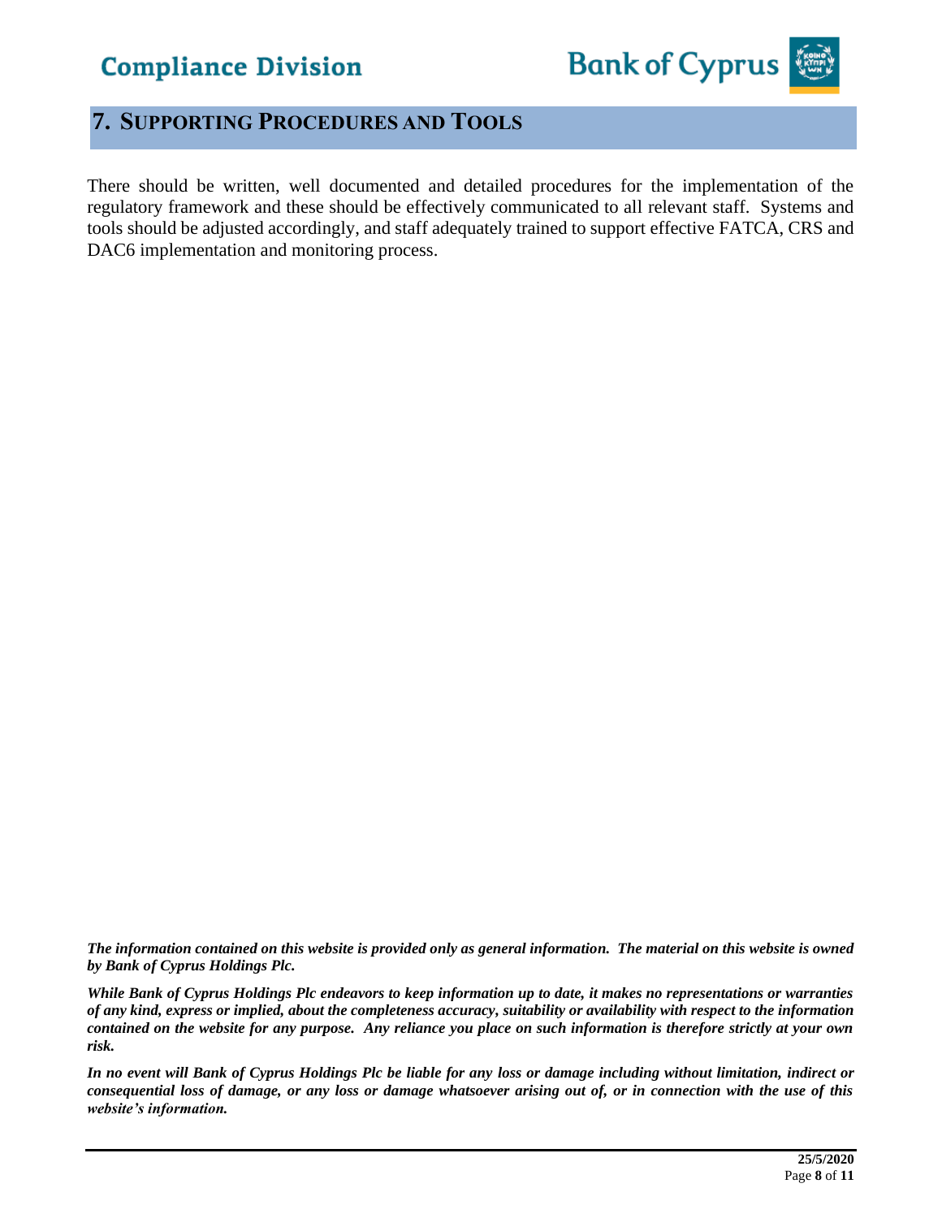## 7. Supporting Procedures and Tools

There should be written, well documented and detailed procedures for the implementation of the regulatory framework and these should be effectively communicated to all relevant staff. Systems and tools should be adjusted accordingly, and staff adequately trained to support effective FATCA, CRS and DAC6 implementation and monitoring process.

***The information contained on this website is provided only as general information. The material on this website is owned by Bank of Cyprus Holdings Plc.***

***While Bank of Cyprus Holdings Plc endeavors to keep information up to date, it makes no representations or warranties of any kind, express or implied, about the completeness accuracy, suitability or availability with respect to the information contained on the website for any purpose. Any reliance you place on such information is therefore strictly at your own risk.***

***In no event will Bank of Cyprus Holdings Plc be liable for any loss or damage including without limitation, indirect or consequential loss of damage, or any loss or damage whatsoever arising out of, or in connection with the use of this website's information.***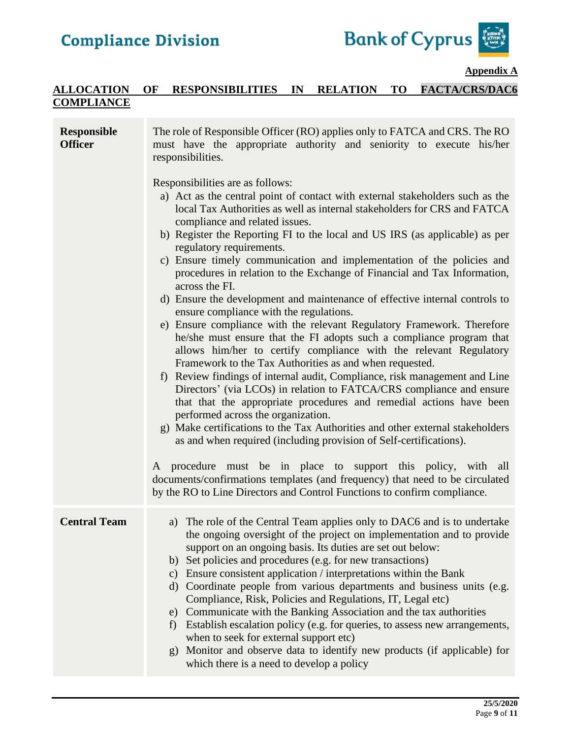**Appendix A**

## ALLOCATION OF RESPONSIBILITIES IN RELATION TO FACTA/CRS/DAC6 COMPLIANCE

| | |
|---|---|
| **Responsible Officer** | The role of Responsible Officer (RO) applies only to FATCA and CRS. The RO must have the appropriate authority and seniority to execute his/her responsibilities.<br><br>Responsibilities are as follows:<br>a) Act as the central point of contact with external stakeholders such as the local Tax Authorities as well as internal stakeholders for CRS and FATCA compliance and related issues.<br>b) Register the Reporting FI to the local and US IRS (as applicable) as per regulatory requirements.<br>c) Ensure timely communication and implementation of the policies and procedures in relation to the Exchange of Financial and Tax Information, across the FI.<br>d) Ensure the development and maintenance of effective internal controls to ensure compliance with the regulations.<br>e) Ensure compliance with the relevant Regulatory Framework. Therefore he/she must ensure that the FI adopts such a compliance program that allows him/her to certify compliance with the relevant Regulatory Framework to the Tax Authorities as and when requested.<br>f) Review findings of internal audit, Compliance, risk management and Line Directors' (via LCOs) in relation to FATCA/CRS compliance and ensure that that the appropriate procedures and remedial actions have been performed across the organization.<br>g) Make certifications to the Tax Authorities and other external stakeholders as and when required (including provision of Self-certifications).<br><br>A procedure must be in place to support this policy, with all documents/confirmations templates (and frequency) that need to be circulated by the RO to Line Directors and Control Functions to confirm compliance. |
| **Central Team** | a) The role of the Central Team applies only to DAC6 and is to undertake the ongoing oversight of the project on implementation and to provide support on an ongoing basis. Its duties are set out below:<br>b) Set policies and procedures (e.g. for new transactions)<br>c) Ensure consistent application / interpretations within the Bank<br>d) Coordinate people from various departments and business units (e.g. Compliance, Risk, Policies and Regulations, IT, Legal etc)<br>e) Communicate with the Banking Association and the tax authorities<br>f) Establish escalation policy (e.g. for queries, to assess new arrangements, when to seek for external support etc)<br>g) Monitor and observe data to identify new products (if applicable) for which there is a need to develop a policy |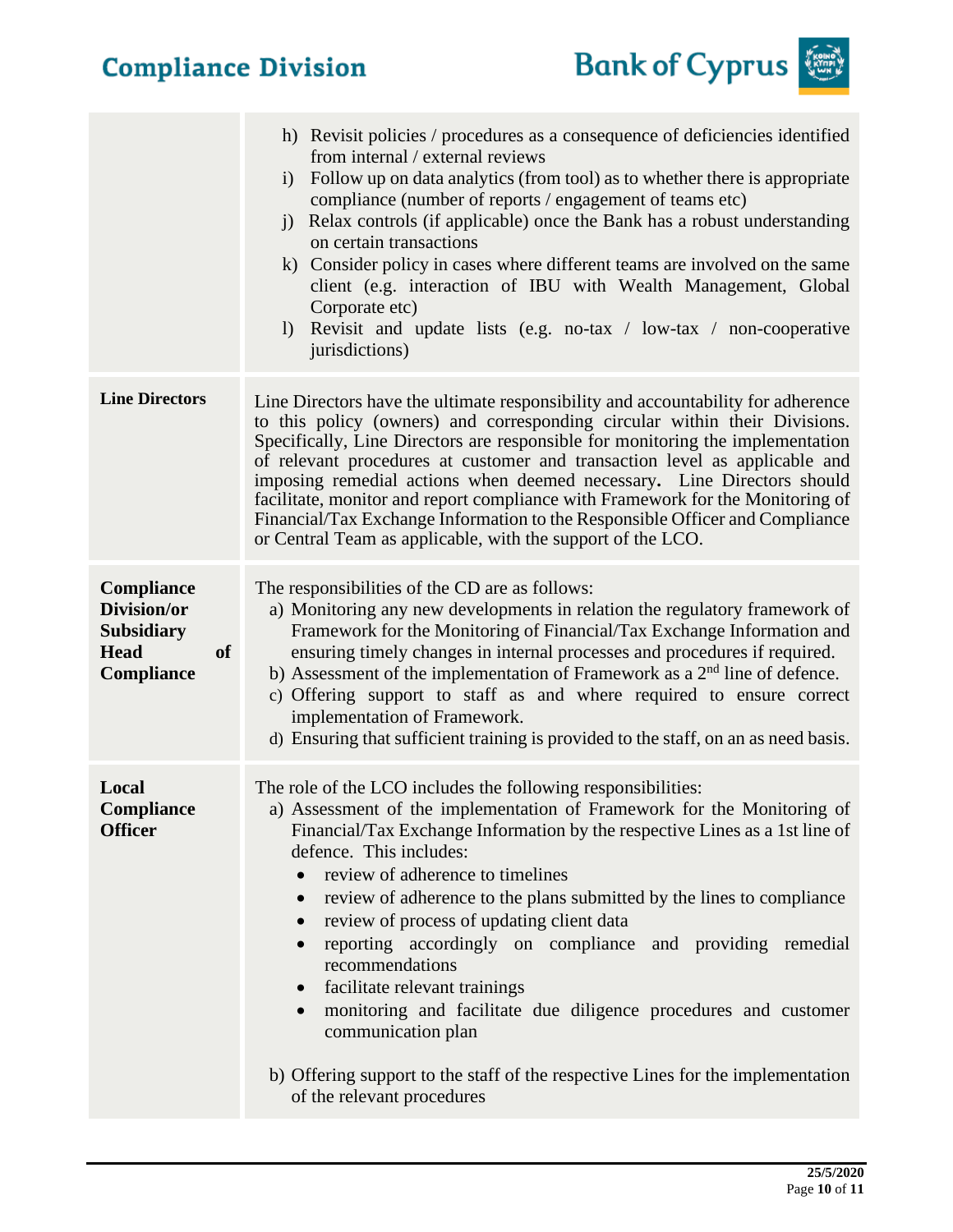| | |
|---|---|
| | h) Revisit policies / procedures as a consequence of deficiencies identified from internal / external reviews<br>i) Follow up on data analytics (from tool) as to whether there is appropriate compliance (number of reports / engagement of teams etc)<br>j) Relax controls (if applicable) once the Bank has a robust understanding on certain transactions<br>k) Consider policy in cases where different teams are involved on the same client (e.g. interaction of IBU with Wealth Management, Global Corporate etc)<br>l) Revisit and update lists (e.g. no-tax / low-tax / non-cooperative jurisdictions) |
| **Line Directors** | Line Directors have the ultimate responsibility and accountability for adherence to this policy (owners) and corresponding circular within their Divisions. Specifically, Line Directors are responsible for monitoring the implementation of relevant procedures at customer and transaction level as applicable and imposing remedial actions when deemed necessary**.** Line Directors should facilitate, monitor and report compliance with Framework for the Monitoring of Financial/Tax Exchange Information to the Responsible Officer and Compliance or Central Team as applicable, with the support of the LCO. |
| **Compliance Division/or Subsidiary Head of Compliance** | The responsibilities of the CD are as follows:<br>a) Monitoring any new developments in relation the regulatory framework of Framework for the Monitoring of Financial/Tax Exchange Information and ensuring timely changes in internal processes and procedures if required.<br>b) Assessment of the implementation of Framework as a 2nd line of defence.<br>c) Offering support to staff as and where required to ensure correct implementation of Framework.<br>d) Ensuring that sufficient training is provided to the staff, on an as need basis. |
| **Local Compliance Officer** | The role of the LCO includes the following responsibilities:<br>a) Assessment of the implementation of Framework for the Monitoring of Financial/Tax Exchange Information by the respective Lines as a 1st line of defence. This includes:<br>• review of adherence to timelines<br>• review of adherence to the plans submitted by the lines to compliance<br>• review of process of updating client data<br>• reporting accordingly on compliance and providing remedial recommendations<br>• facilitate relevant trainings<br>• monitoring and facilitate due diligence procedures and customer communication plan<br><br>b) Offering support to the staff of the respective Lines for the implementation of the relevant procedures |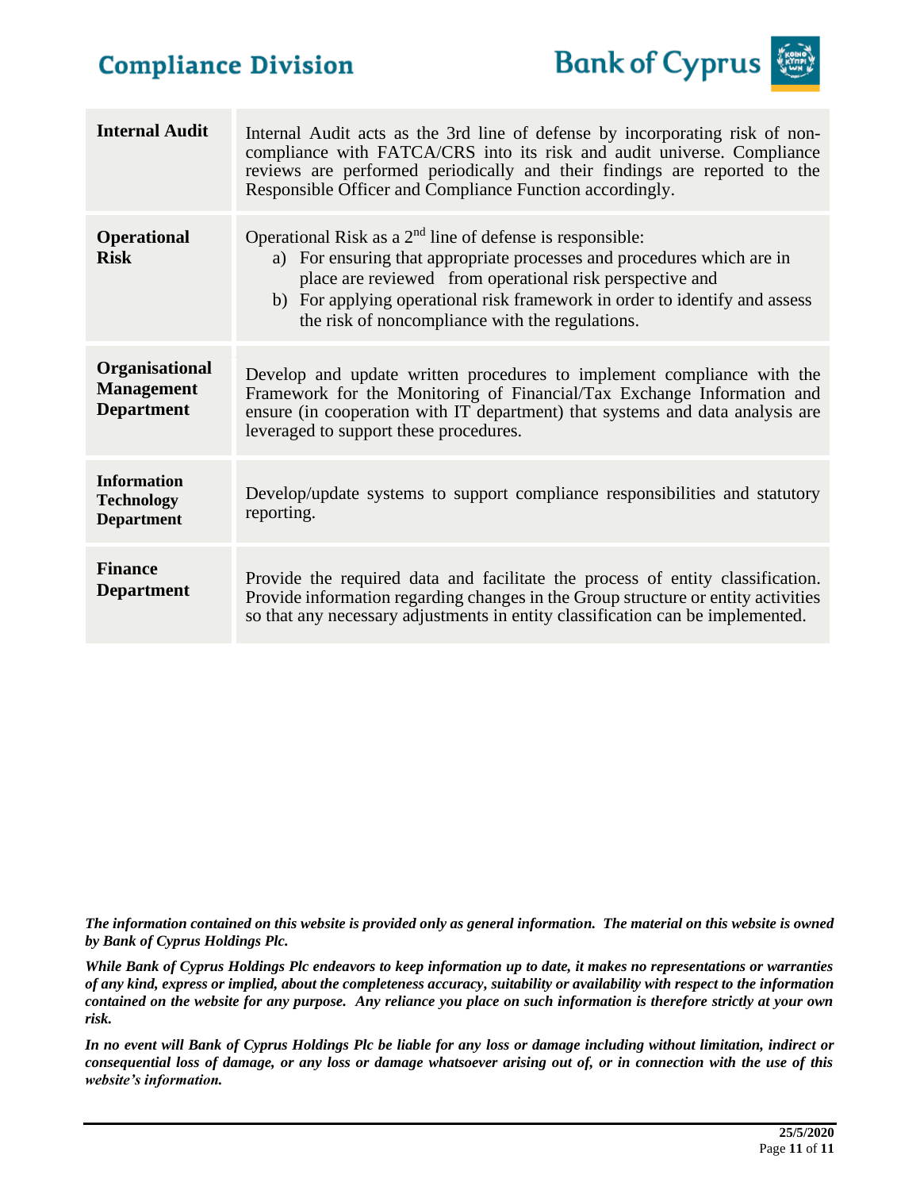| | |
|---|---|
| **Internal Audit** | Internal Audit acts as the 3rd line of defense by incorporating risk of non-compliance with FATCA/CRS into its risk and audit universe. Compliance reviews are performed periodically and their findings are reported to the Responsible Officer and Compliance Function accordingly. |
| **Operational Risk** | Operational Risk as a 2nd line of defense is responsible:<br>a) For ensuring that appropriate processes and procedures which are in place are reviewed from operational risk perspective and<br>b) For applying operational risk framework in order to identify and assess the risk of noncompliance with the regulations. |
| **Organisational Management Department** | Develop and update written procedures to implement compliance with the Framework for the Monitoring of Financial/Tax Exchange Information and ensure (in cooperation with IT department) that systems and data analysis are leveraged to support these procedures. |
| **Information Technology Department** | Develop/update systems to support compliance responsibilities and statutory reporting. |
| **Finance Department** | Provide the required data and facilitate the process of entity classification. Provide information regarding changes in the Group structure or entity activities so that any necessary adjustments in entity classification can be implemented. |

***The information contained on this website is provided only as general information. The material on this website is owned by Bank of Cyprus Holdings Plc.***

***While Bank of Cyprus Holdings Plc endeavors to keep information up to date, it makes no representations or warranties of any kind, express or implied, about the completeness accuracy, suitability or availability with respect to the information contained on the website for any purpose. Any reliance you place on such information is therefore strictly at your own risk.***

***In no event will Bank of Cyprus Holdings Plc be liable for any loss or damage including without limitation, indirect or consequential loss of damage, or any loss or damage whatsoever arising out of, or in connection with the use of this website's information.***

**25/5/2020**